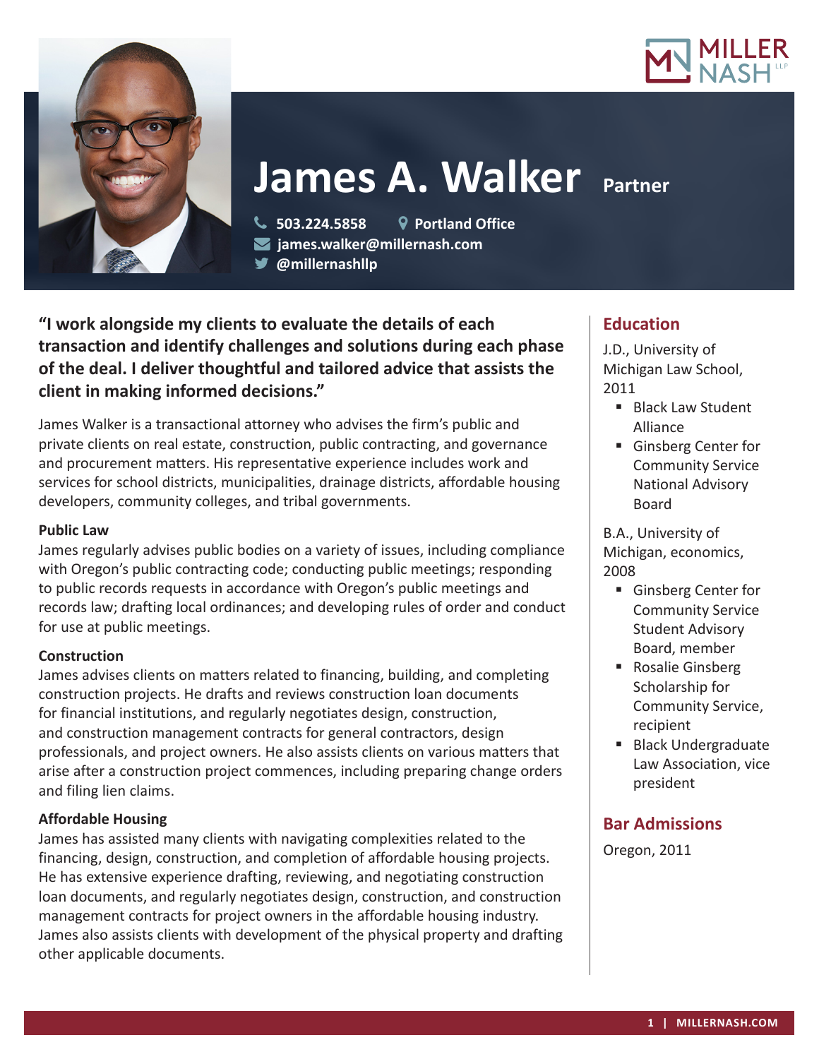# James A. Walker Partner

503.224.5858 | Portland Office
james.walker@millernash.com
@millernashllp

**"I work alongside my clients to evaluate the details of each transaction and identify challenges and solutions during each phase of the deal. I deliver thoughtful and tailored advice that assists the client in making informed decisions."**

James Walker is a transactional attorney who advises the firm's public and private clients on real estate, construction, public contracting, and governance and procurement matters. His representative experience includes work and services for school districts, municipalities, drainage districts, affordable housing developers, community colleges, and tribal governments.

**Public Law**
James regularly advises public bodies on a variety of issues, including compliance with Oregon's public contracting code; conducting public meetings; responding to public records requests in accordance with Oregon's public meetings and records law; drafting local ordinances; and developing rules of order and conduct for use at public meetings.

**Construction**
James advises clients on matters related to financing, building, and completing construction projects. He drafts and reviews construction loan documents for financial institutions, and regularly negotiates design, construction, and construction management contracts for general contractors, design professionals, and project owners. He also assists clients on various matters that arise after a construction project commences, including preparing change orders and filing lien claims.

**Affordable Housing**
James has assisted many clients with navigating complexities related to the financing, design, construction, and completion of affordable housing projects. He has extensive experience drafting, reviewing, and negotiating construction loan documents, and regularly negotiates design, construction, and construction management contracts for project owners in the affordable housing industry. James also assists clients with development of the physical property and drafting other applicable documents.

## Education

J.D., University of Michigan Law School, 2011

- Black Law Student Alliance
- Ginsberg Center for Community Service National Advisory Board

B.A., University of Michigan, economics, 2008

- Ginsberg Center for Community Service Student Advisory Board, member
- Rosalie Ginsberg Scholarship for Community Service, recipient
- Black Undergraduate Law Association, vice president

## Bar Admissions

Oregon, 2011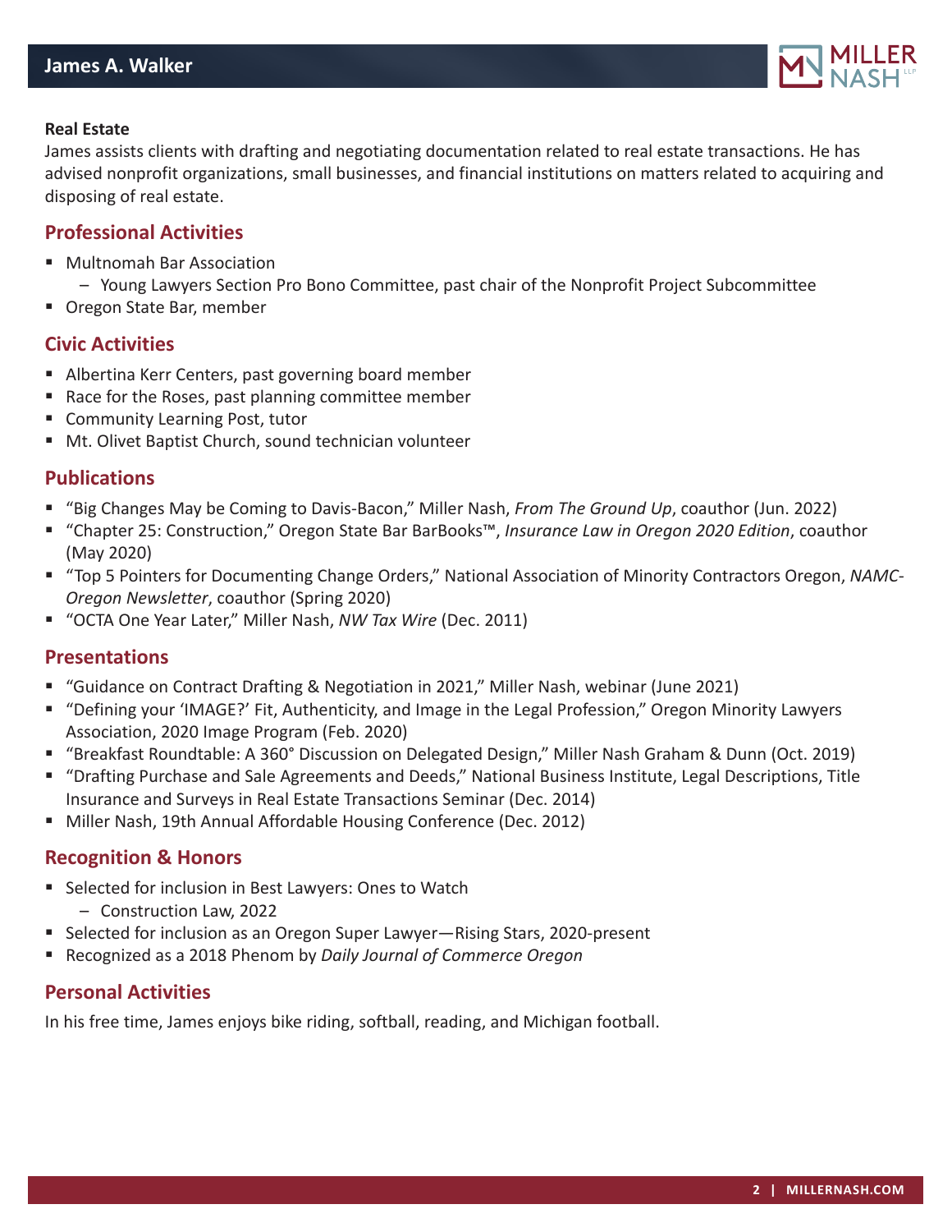**Real Estate**

James assists clients with drafting and negotiating documentation related to real estate transactions. He has advised nonprofit organizations, small businesses, and financial institutions on matters related to acquiring and disposing of real estate.

## Professional Activities

- Multnomah Bar Association
  - Young Lawyers Section Pro Bono Committee, past chair of the Nonprofit Project Subcommittee
- Oregon State Bar, member

## Civic Activities

- Albertina Kerr Centers, past governing board member
- Race for the Roses, past planning committee member
- Community Learning Post, tutor
- Mt. Olivet Baptist Church, sound technician volunteer

## Publications

- "Big Changes May be Coming to Davis-Bacon," Miller Nash, *From The Ground Up*, coauthor (Jun. 2022)
- "Chapter 25: Construction," Oregon State Bar BarBooks™, *Insurance Law in Oregon 2020 Edition*, coauthor (May 2020)
- "Top 5 Pointers for Documenting Change Orders," National Association of Minority Contractors Oregon, *NAMC-Oregon Newsletter*, coauthor (Spring 2020)
- "OCTA One Year Later," Miller Nash, *NW Tax Wire* (Dec. 2011)

## Presentations

- "Guidance on Contract Drafting & Negotiation in 2021," Miller Nash, webinar (June 2021)
- "Defining your 'IMAGE?' Fit, Authenticity, and Image in the Legal Profession," Oregon Minority Lawyers Association, 2020 Image Program (Feb. 2020)
- "Breakfast Roundtable: A 360° Discussion on Delegated Design," Miller Nash Graham & Dunn (Oct. 2019)
- "Drafting Purchase and Sale Agreements and Deeds," National Business Institute, Legal Descriptions, Title Insurance and Surveys in Real Estate Transactions Seminar (Dec. 2014)
- Miller Nash, 19th Annual Affordable Housing Conference (Dec. 2012)

## Recognition & Honors

- Selected for inclusion in Best Lawyers: Ones to Watch
  - Construction Law, 2022
- Selected for inclusion as an Oregon Super Lawyer—Rising Stars, 2020-present
- Recognized as a 2018 Phenom by *Daily Journal of Commerce Oregon*

## Personal Activities

In his free time, James enjoys bike riding, softball, reading, and Michigan football.